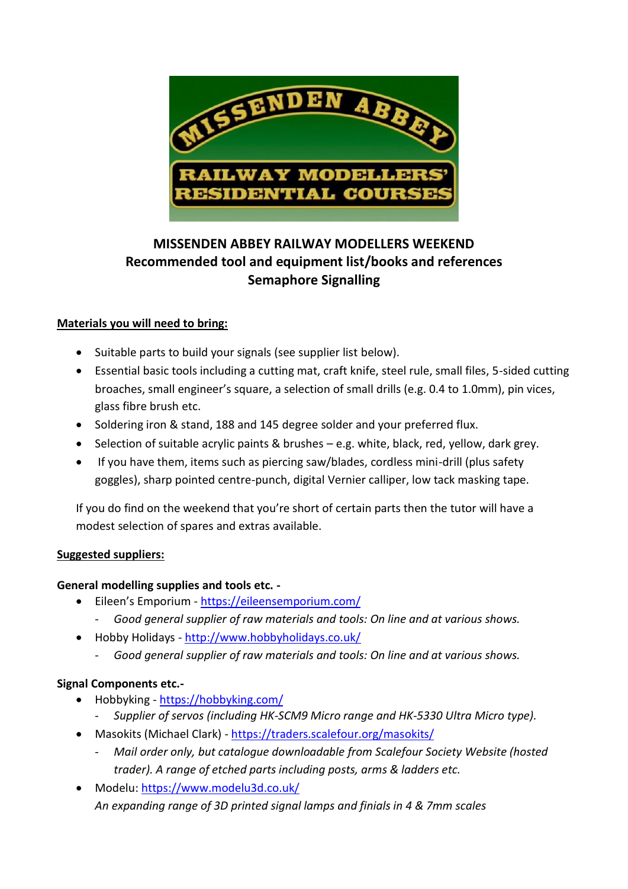MISSENDEN ABBEY

RAILWAY MODELLERS' RESIDENTIAL COURSES

# MISSENDEN ABBEY RAILWAY MODELLERS WEEKEND
## Recommended tool and equipment list/books and references
## Semaphore Signalling

**Materials you will need to bring:**

- Suitable parts to build your signals (see supplier list below).
- Essential basic tools including a cutting mat, craft knife, steel rule, small files, 5-sided cutting broaches, small engineer's square, a selection of small drills (e.g. 0.4 to 1.0mm), pin vices, glass fibre brush etc.
- Soldering iron & stand, 188 and 145 degree solder and your preferred flux.
- Selection of suitable acrylic paints & brushes – e.g. white, black, red, yellow, dark grey.
- If you have them, items such as piercing saw/blades, cordless mini-drill (plus safety goggles), sharp pointed centre-punch, digital Vernier calliper, low tack masking tape.

If you do find on the weekend that you're short of certain parts then the tutor will have a modest selection of spares and extras available.

**Suggested suppliers:**

**General modelling supplies and tools etc. -**

- Eileen's Emporium - https://eileensemporium.com/
  - *Good general supplier of raw materials and tools: On line and at various shows.*
- Hobby Holidays - http://www.hobbyholidays.co.uk/
  - *Good general supplier of raw materials and tools: On line and at various shows.*

**Signal Components etc.-**

- Hobbyking - https://hobbyking.com/
  - *Supplier of servos (including HK-SCM9 Micro range and HK-5330 Ultra Micro type).*
- Masokits (Michael Clark) - https://traders.scalefour.org/masokits/
  - *Mail order only, but catalogue downloadable from Scalefour Society Website (hosted trader). A range of etched parts including posts, arms & ladders etc.*
- Modelu: https://www.modelu3d.co.uk/

  *An expanding range of 3D printed signal lamps and finials in 4 & 7mm scales*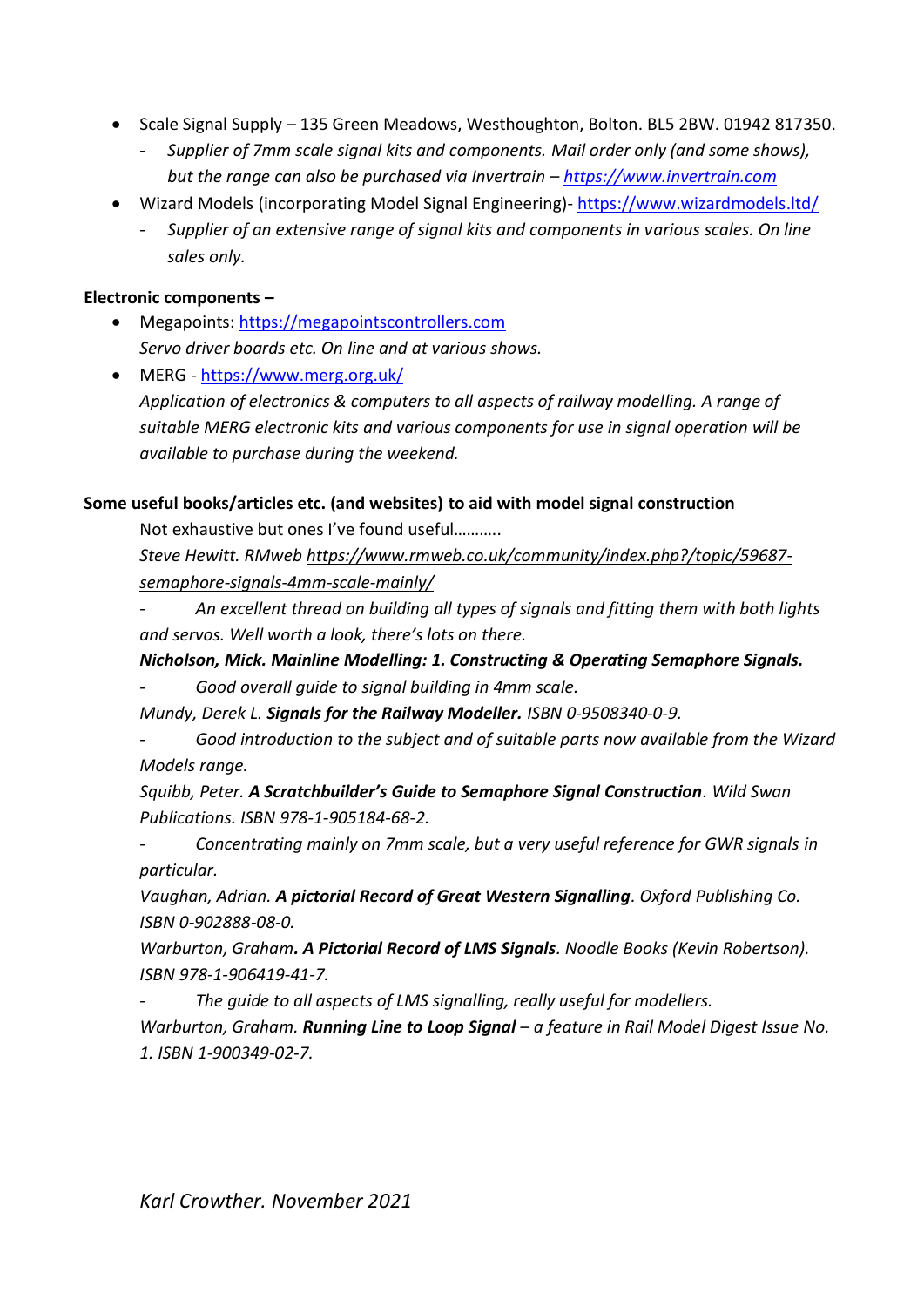- Scale Signal Supply – 135 Green Meadows, Westhoughton, Bolton. BL5 2BW. 01942 817350.
  - *Supplier of 7mm scale signal kits and components. Mail order only (and some shows), but the range can also be purchased via Invertrain – https://www.invertrain.com*
- Wizard Models (incorporating Model Signal Engineering)- https://www.wizardmodels.ltd/
  - *Supplier of an extensive range of signal kits and components in various scales. On line sales only.*

**Electronic components –**

- Megapoints: https://megapointscontrollers.com
  *Servo driver boards etc. On line and at various shows.*
- MERG - https://www.merg.org.uk/
  *Application of electronics & computers to all aspects of railway modelling. A range of suitable MERG electronic kits and various components for use in signal operation will be available to purchase during the weekend.*

**Some useful books/articles etc. (and websites) to aid with model signal construction**

Not exhaustive but ones I've found useful……….

*Steve Hewitt. RMweb https://www.rmweb.co.uk/community/index.php?/topic/59687-semaphore-signals-4mm-scale-mainly/*

*- An excellent thread on building all types of signals and fitting them with both lights and servos. Well worth a look, there's lots on there.*

***Nicholson, Mick. Mainline Modelling: 1. Constructing & Operating Semaphore Signals.***

*- Good overall guide to signal building in 4mm scale.*

*Mundy, Derek L.* ***Signals for the Railway Modeller.*** *ISBN 0-9508340-0-9.*

*- Good introduction to the subject and of suitable parts now available from the Wizard Models range.*

*Squibb, Peter.* ***A Scratchbuilder's Guide to Semaphore Signal Construction****. Wild Swan Publications. ISBN 978-1-905184-68-2.*

*- Concentrating mainly on 7mm scale, but a very useful reference for GWR signals in particular.*

*Vaughan, Adrian.* ***A pictorial Record of Great Western Signalling****. Oxford Publishing Co. ISBN 0-902888-08-0.*

*Warburton, Graham****. A Pictorial Record of LMS Signals****. Noodle Books (Kevin Robertson). ISBN 978-1-906419-41-7.*

*- The guide to all aspects of LMS signalling, really useful for modellers.*

*Warburton, Graham.* ***Running Line to Loop Signal*** *– a feature in Rail Model Digest Issue No. 1. ISBN 1-900349-02-7.*

*Karl Crowther. November 2021*